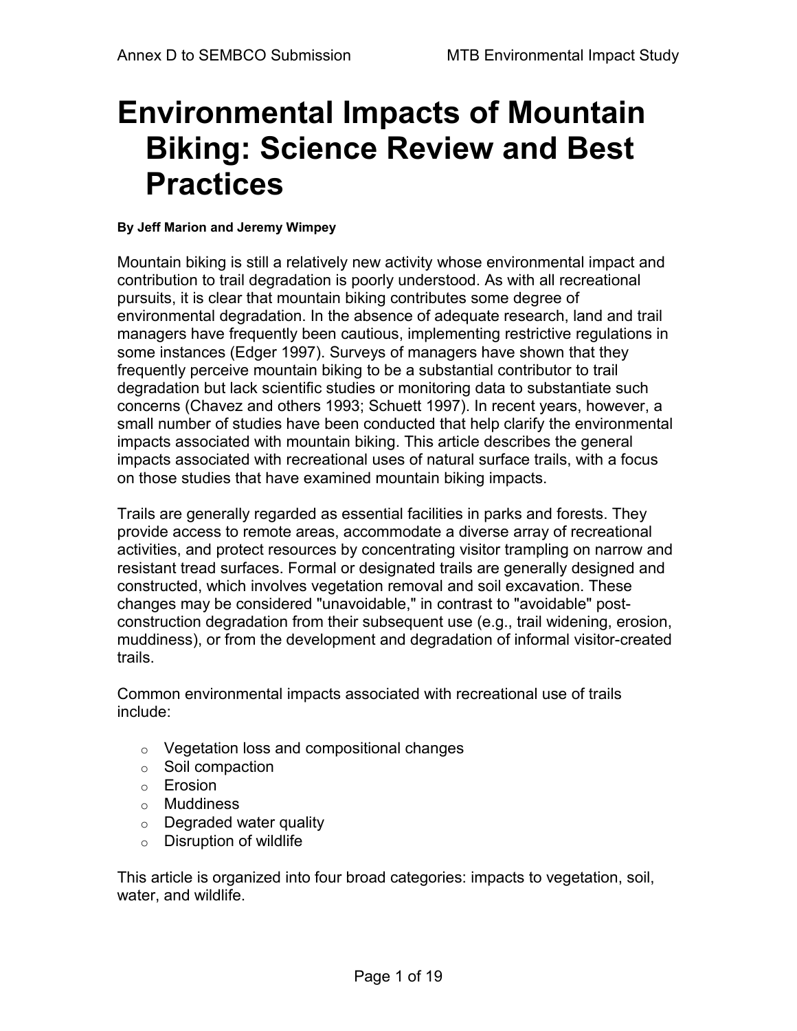# Environmental Impacts of Mountain Biking: Science Review and Best Practices

**By Jeff Marion and Jeremy Wimpey**

Mountain biking is still a relatively new activity whose environmental impact and contribution to trail degradation is poorly understood. As with all recreational pursuits, it is clear that mountain biking contributes some degree of environmental degradation. In the absence of adequate research, land and trail managers have frequently been cautious, implementing restrictive regulations in some instances (Edger 1997). Surveys of managers have shown that they frequently perceive mountain biking to be a substantial contributor to trail degradation but lack scientific studies or monitoring data to substantiate such concerns (Chavez and others 1993; Schuett 1997). In recent years, however, a small number of studies have been conducted that help clarify the environmental impacts associated with mountain biking. This article describes the general impacts associated with recreational uses of natural surface trails, with a focus on those studies that have examined mountain biking impacts.

Trails are generally regarded as essential facilities in parks and forests. They provide access to remote areas, accommodate a diverse array of recreational activities, and protect resources by concentrating visitor trampling on narrow and resistant tread surfaces. Formal or designated trails are generally designed and constructed, which involves vegetation removal and soil excavation. These changes may be considered "unavoidable," in contrast to "avoidable" post-construction degradation from their subsequent use (e.g., trail widening, erosion, muddiness), or from the development and degradation of informal visitor-created trails.

Common environmental impacts associated with recreational use of trails include:

- Vegetation loss and compositional changes
- Soil compaction
- Erosion
- Muddiness
- Degraded water quality
- Disruption of wildlife

This article is organized into four broad categories: impacts to vegetation, soil, water, and wildlife.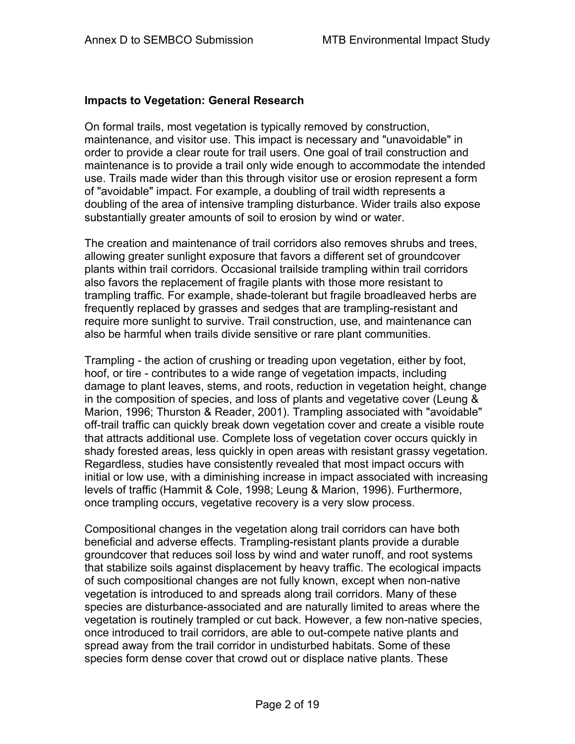## Impacts to Vegetation: General Research

On formal trails, most vegetation is typically removed by construction, maintenance, and visitor use. This impact is necessary and "unavoidable" in order to provide a clear route for trail users. One goal of trail construction and maintenance is to provide a trail only wide enough to accommodate the intended use. Trails made wider than this through visitor use or erosion represent a form of "avoidable" impact. For example, a doubling of trail width represents a doubling of the area of intensive trampling disturbance. Wider trails also expose substantially greater amounts of soil to erosion by wind or water.

The creation and maintenance of trail corridors also removes shrubs and trees, allowing greater sunlight exposure that favors a different set of groundcover plants within trail corridors. Occasional trailside trampling within trail corridors also favors the replacement of fragile plants with those more resistant to trampling traffic. For example, shade-tolerant but fragile broadleaved herbs are frequently replaced by grasses and sedges that are trampling-resistant and require more sunlight to survive. Trail construction, use, and maintenance can also be harmful when trails divide sensitive or rare plant communities.

Trampling - the action of crushing or treading upon vegetation, either by foot, hoof, or tire - contributes to a wide range of vegetation impacts, including damage to plant leaves, stems, and roots, reduction in vegetation height, change in the composition of species, and loss of plants and vegetative cover (Leung & Marion, 1996; Thurston & Reader, 2001). Trampling associated with "avoidable" off-trail traffic can quickly break down vegetation cover and create a visible route that attracts additional use. Complete loss of vegetation cover occurs quickly in shady forested areas, less quickly in open areas with resistant grassy vegetation. Regardless, studies have consistently revealed that most impact occurs with initial or low use, with a diminishing increase in impact associated with increasing levels of traffic (Hammit & Cole, 1998; Leung & Marion, 1996). Furthermore, once trampling occurs, vegetative recovery is a very slow process.

Compositional changes in the vegetation along trail corridors can have both beneficial and adverse effects. Trampling-resistant plants provide a durable groundcover that reduces soil loss by wind and water runoff, and root systems that stabilize soils against displacement by heavy traffic. The ecological impacts of such compositional changes are not fully known, except when non-native vegetation is introduced to and spreads along trail corridors. Many of these species are disturbance-associated and are naturally limited to areas where the vegetation is routinely trampled or cut back. However, a few non-native species, once introduced to trail corridors, are able to out-compete native plants and spread away from the trail corridor in undisturbed habitats. Some of these species form dense cover that crowd out or displace native plants. These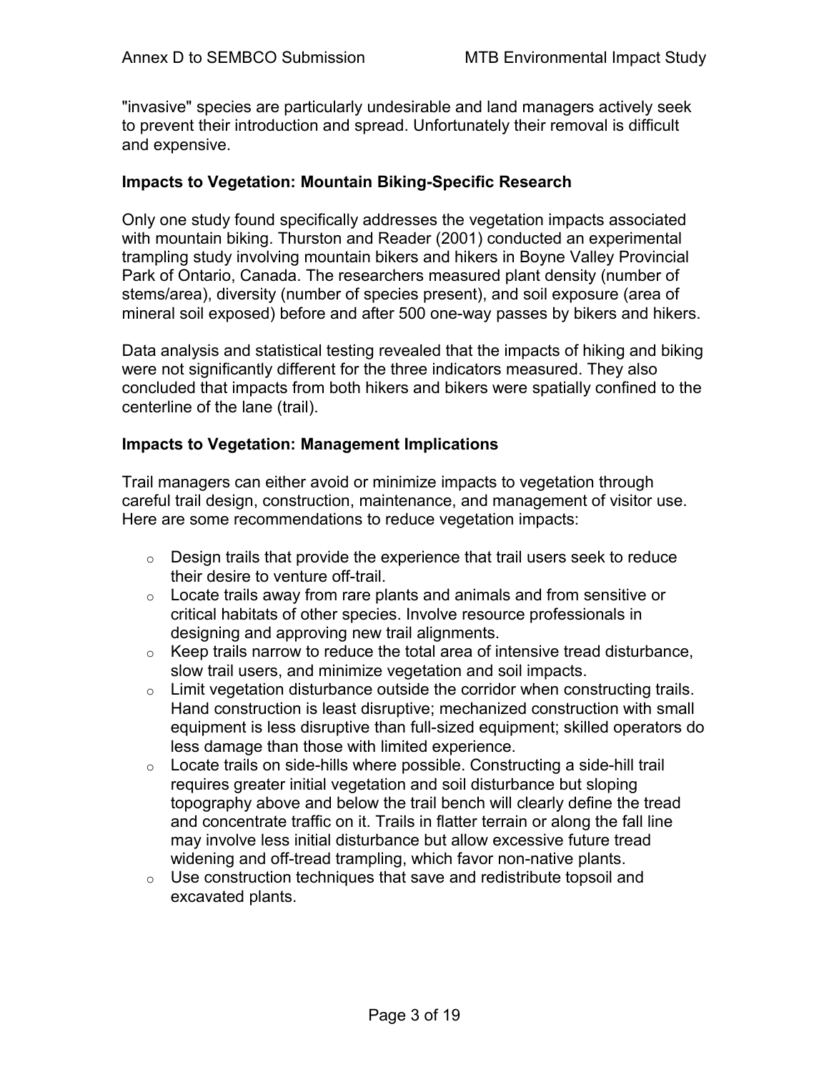"invasive" species are particularly undesirable and land managers actively seek to prevent their introduction and spread. Unfortunately their removal is difficult and expensive.

**Impacts to Vegetation: Mountain Biking-Specific Research**

Only one study found specifically addresses the vegetation impacts associated with mountain biking. Thurston and Reader (2001) conducted an experimental trampling study involving mountain bikers and hikers in Boyne Valley Provincial Park of Ontario, Canada. The researchers measured plant density (number of stems/area), diversity (number of species present), and soil exposure (area of mineral soil exposed) before and after 500 one-way passes by bikers and hikers.

Data analysis and statistical testing revealed that the impacts of hiking and biking were not significantly different for the three indicators measured. They also concluded that impacts from both hikers and bikers were spatially confined to the centerline of the lane (trail).

**Impacts to Vegetation: Management Implications**

Trail managers can either avoid or minimize impacts to vegetation through careful trail design, construction, maintenance, and management of visitor use. Here are some recommendations to reduce vegetation impacts:

- Design trails that provide the experience that trail users seek to reduce their desire to venture off-trail.
- Locate trails away from rare plants and animals and from sensitive or critical habitats of other species. Involve resource professionals in designing and approving new trail alignments.
- Keep trails narrow to reduce the total area of intensive tread disturbance, slow trail users, and minimize vegetation and soil impacts.
- Limit vegetation disturbance outside the corridor when constructing trails. Hand construction is least disruptive; mechanized construction with small equipment is less disruptive than full-sized equipment; skilled operators do less damage than those with limited experience.
- Locate trails on side-hills where possible. Constructing a side-hill trail requires greater initial vegetation and soil disturbance but sloping topography above and below the trail bench will clearly define the tread and concentrate traffic on it. Trails in flatter terrain or along the fall line may involve less initial disturbance but allow excessive future tread widening and off-tread trampling, which favor non-native plants.
- Use construction techniques that save and redistribute topsoil and excavated plants.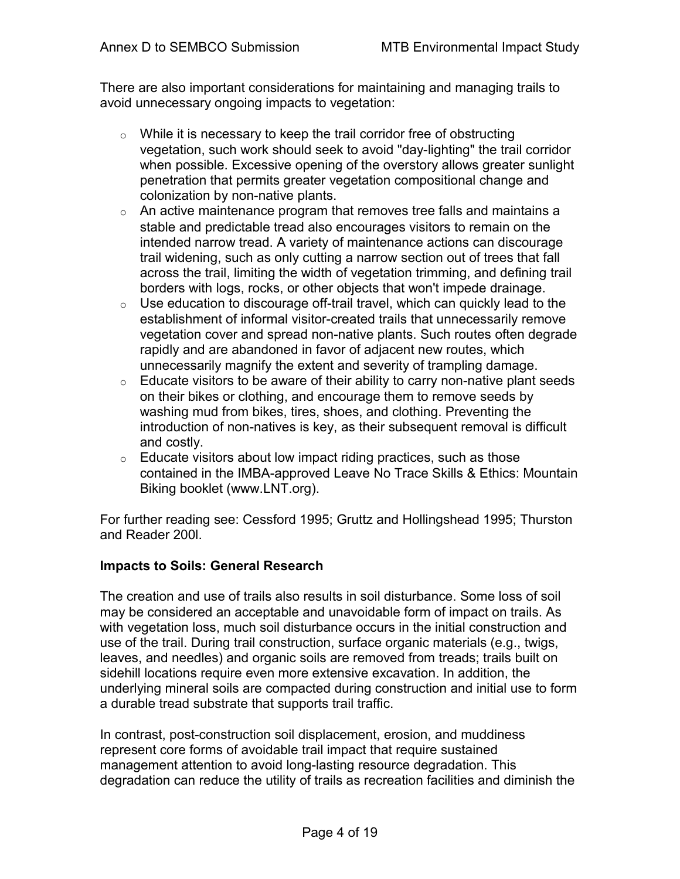There are also important considerations for maintaining and managing trails to avoid unnecessary ongoing impacts to vegetation:

- While it is necessary to keep the trail corridor free of obstructing vegetation, such work should seek to avoid "day-lighting" the trail corridor when possible. Excessive opening of the overstory allows greater sunlight penetration that permits greater vegetation compositional change and colonization by non-native plants.
- An active maintenance program that removes tree falls and maintains a stable and predictable tread also encourages visitors to remain on the intended narrow tread. A variety of maintenance actions can discourage trail widening, such as only cutting a narrow section out of trees that fall across the trail, limiting the width of vegetation trimming, and defining trail borders with logs, rocks, or other objects that won't impede drainage.
- Use education to discourage off-trail travel, which can quickly lead to the establishment of informal visitor-created trails that unnecessarily remove vegetation cover and spread non-native plants. Such routes often degrade rapidly and are abandoned in favor of adjacent new routes, which unnecessarily magnify the extent and severity of trampling damage.
- Educate visitors to be aware of their ability to carry non-native plant seeds on their bikes or clothing, and encourage them to remove seeds by washing mud from bikes, tires, shoes, and clothing. Preventing the introduction of non-natives is key, as their subsequent removal is difficult and costly.
- Educate visitors about low impact riding practices, such as those contained in the IMBA-approved Leave No Trace Skills & Ethics: Mountain Biking booklet (www.LNT.org).

For further reading see: Cessford 1995; Gruttz and Hollingshead 1995; Thurston and Reader 200l.

**Impacts to Soils: General Research**

The creation and use of trails also results in soil disturbance. Some loss of soil may be considered an acceptable and unavoidable form of impact on trails. As with vegetation loss, much soil disturbance occurs in the initial construction and use of the trail. During trail construction, surface organic materials (e.g., twigs, leaves, and needles) and organic soils are removed from treads; trails built on sidehill locations require even more extensive excavation. In addition, the underlying mineral soils are compacted during construction and initial use to form a durable tread substrate that supports trail traffic.

In contrast, post-construction soil displacement, erosion, and muddiness represent core forms of avoidable trail impact that require sustained management attention to avoid long-lasting resource degradation. This degradation can reduce the utility of trails as recreation facilities and diminish the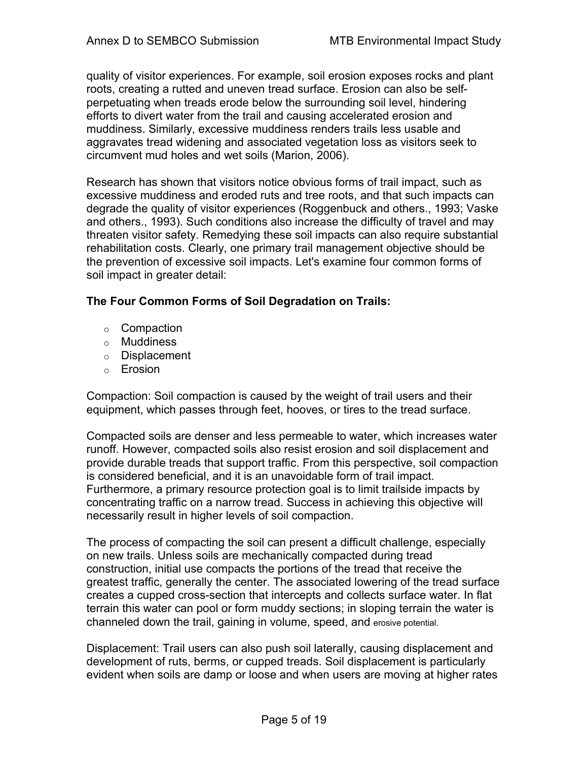quality of visitor experiences. For example, soil erosion exposes rocks and plant roots, creating a rutted and uneven tread surface. Erosion can also be self-perpetuating when treads erode below the surrounding soil level, hindering efforts to divert water from the trail and causing accelerated erosion and muddiness. Similarly, excessive muddiness renders trails less usable and aggravates tread widening and associated vegetation loss as visitors seek to circumvent mud holes and wet soils (Marion, 2006).

Research has shown that visitors notice obvious forms of trail impact, such as excessive muddiness and eroded ruts and tree roots, and that such impacts can degrade the quality of visitor experiences (Roggenbuck and others., 1993; Vaske and others., 1993). Such conditions also increase the difficulty of travel and may threaten visitor safety. Remedying these soil impacts can also require substantial rehabilitation costs. Clearly, one primary trail management objective should be the prevention of excessive soil impacts. Let's examine four common forms of soil impact in greater detail:

**The Four Common Forms of Soil Degradation on Trails:**

- Compaction
- Muddiness
- Displacement
- Erosion

Compaction: Soil compaction is caused by the weight of trail users and their equipment, which passes through feet, hooves, or tires to the tread surface.

Compacted soils are denser and less permeable to water, which increases water runoff. However, compacted soils also resist erosion and soil displacement and provide durable treads that support traffic. From this perspective, soil compaction is considered beneficial, and it is an unavoidable form of trail impact. Furthermore, a primary resource protection goal is to limit trailside impacts by concentrating traffic on a narrow tread. Success in achieving this objective will necessarily result in higher levels of soil compaction.

The process of compacting the soil can present a difficult challenge, especially on new trails. Unless soils are mechanically compacted during tread construction, initial use compacts the portions of the tread that receive the greatest traffic, generally the center. The associated lowering of the tread surface creates a cupped cross-section that intercepts and collects surface water. In flat terrain this water can pool or form muddy sections; in sloping terrain the water is channeled down the trail, gaining in volume, speed, and erosive potential.

Displacement: Trail users can also push soil laterally, causing displacement and development of ruts, berms, or cupped treads. Soil displacement is particularly evident when soils are damp or loose and when users are moving at higher rates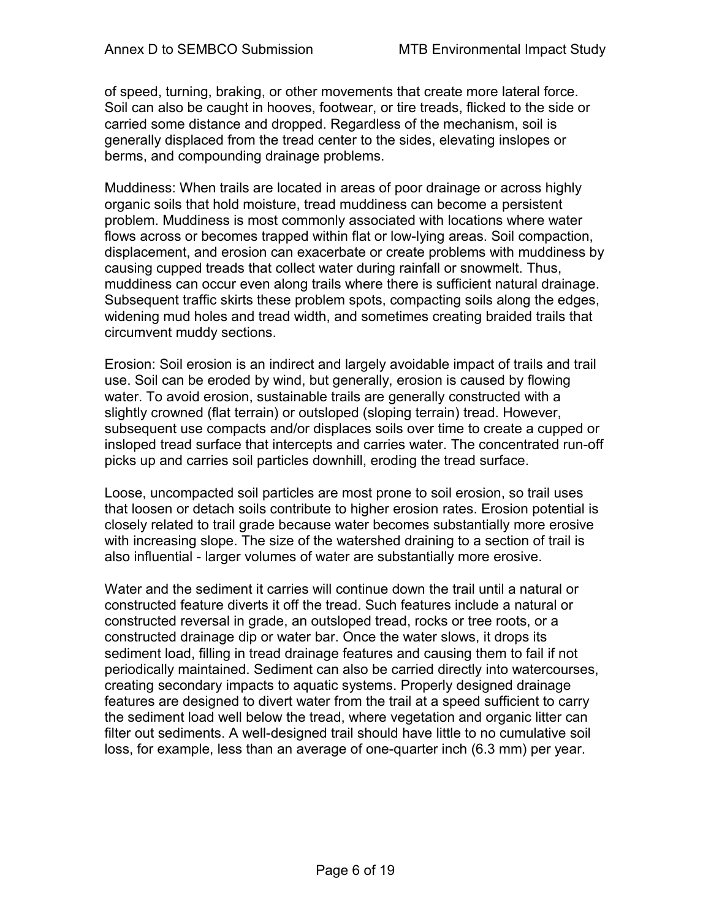of speed, turning, braking, or other movements that create more lateral force. Soil can also be caught in hooves, footwear, or tire treads, flicked to the side or carried some distance and dropped. Regardless of the mechanism, soil is generally displaced from the tread center to the sides, elevating inslopes or berms, and compounding drainage problems.

Muddiness: When trails are located in areas of poor drainage or across highly organic soils that hold moisture, tread muddiness can become a persistent problem. Muddiness is most commonly associated with locations where water flows across or becomes trapped within flat or low-lying areas. Soil compaction, displacement, and erosion can exacerbate or create problems with muddiness by causing cupped treads that collect water during rainfall or snowmelt. Thus, muddiness can occur even along trails where there is sufficient natural drainage. Subsequent traffic skirts these problem spots, compacting soils along the edges, widening mud holes and tread width, and sometimes creating braided trails that circumvent muddy sections.

Erosion: Soil erosion is an indirect and largely avoidable impact of trails and trail use. Soil can be eroded by wind, but generally, erosion is caused by flowing water. To avoid erosion, sustainable trails are generally constructed with a slightly crowned (flat terrain) or outsloped (sloping terrain) tread. However, subsequent use compacts and/or displaces soils over time to create a cupped or insloped tread surface that intercepts and carries water. The concentrated run-off picks up and carries soil particles downhill, eroding the tread surface.

Loose, uncompacted soil particles are most prone to soil erosion, so trail uses that loosen or detach soils contribute to higher erosion rates. Erosion potential is closely related to trail grade because water becomes substantially more erosive with increasing slope. The size of the watershed draining to a section of trail is also influential - larger volumes of water are substantially more erosive.

Water and the sediment it carries will continue down the trail until a natural or constructed feature diverts it off the tread. Such features include a natural or constructed reversal in grade, an outsloped tread, rocks or tree roots, or a constructed drainage dip or water bar. Once the water slows, it drops its sediment load, filling in tread drainage features and causing them to fail if not periodically maintained. Sediment can also be carried directly into watercourses, creating secondary impacts to aquatic systems. Properly designed drainage features are designed to divert water from the trail at a speed sufficient to carry the sediment load well below the tread, where vegetation and organic litter can filter out sediments. A well-designed trail should have little to no cumulative soil loss, for example, less than an average of one-quarter inch (6.3 mm) per year.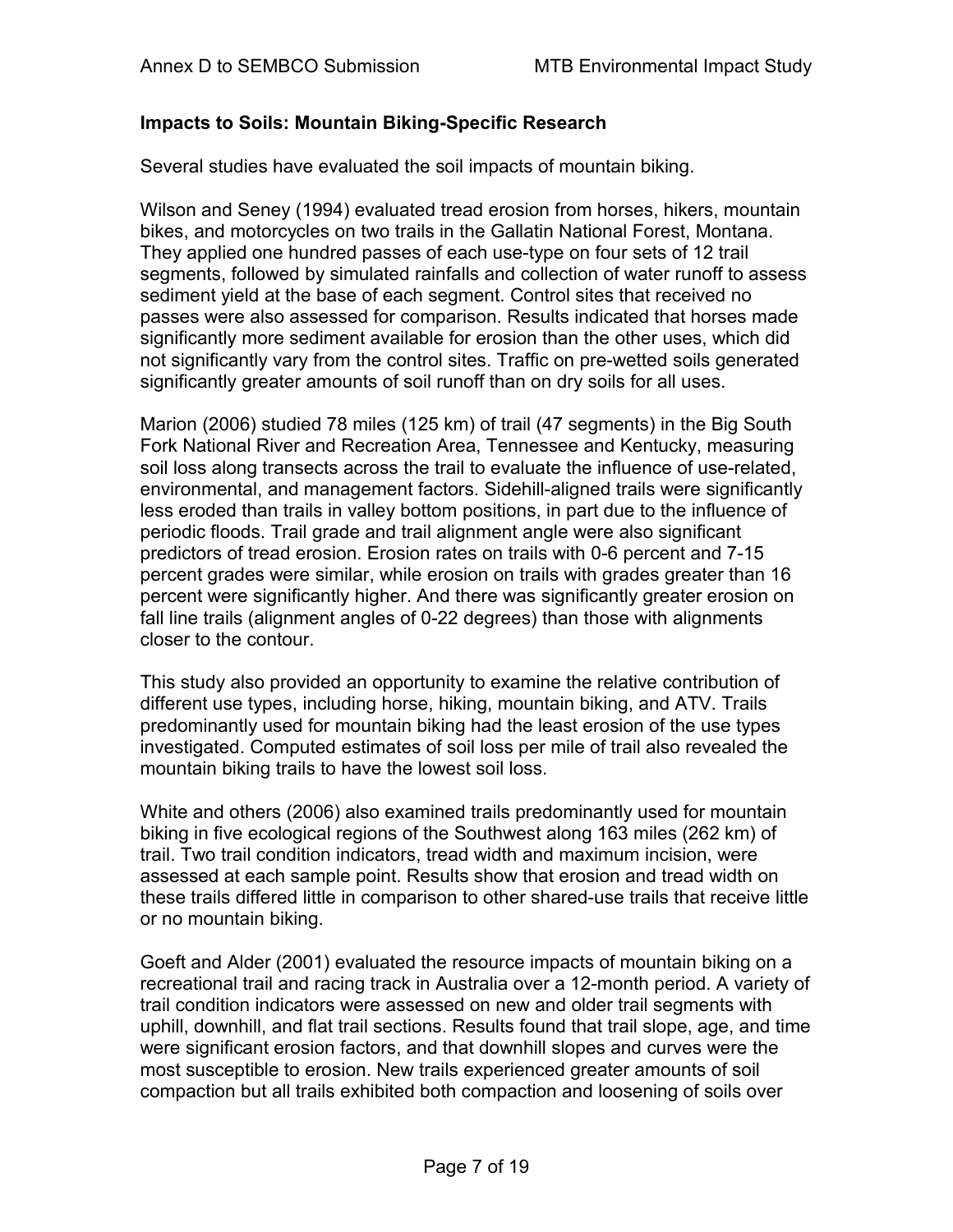**Impacts to Soils: Mountain Biking-Specific Research**

Several studies have evaluated the soil impacts of mountain biking.

Wilson and Seney (1994) evaluated tread erosion from horses, hikers, mountain bikes, and motorcycles on two trails in the Gallatin National Forest, Montana. They applied one hundred passes of each use-type on four sets of 12 trail segments, followed by simulated rainfalls and collection of water runoff to assess sediment yield at the base of each segment. Control sites that received no passes were also assessed for comparison. Results indicated that horses made significantly more sediment available for erosion than the other uses, which did not significantly vary from the control sites. Traffic on pre-wetted soils generated significantly greater amounts of soil runoff than on dry soils for all uses.

Marion (2006) studied 78 miles (125 km) of trail (47 segments) in the Big South Fork National River and Recreation Area, Tennessee and Kentucky, measuring soil loss along transects across the trail to evaluate the influence of use-related, environmental, and management factors. Sidehill-aligned trails were significantly less eroded than trails in valley bottom positions, in part due to the influence of periodic floods. Trail grade and trail alignment angle were also significant predictors of tread erosion. Erosion rates on trails with 0-6 percent and 7-15 percent grades were similar, while erosion on trails with grades greater than 16 percent were significantly higher. And there was significantly greater erosion on fall line trails (alignment angles of 0-22 degrees) than those with alignments closer to the contour.

This study also provided an opportunity to examine the relative contribution of different use types, including horse, hiking, mountain biking, and ATV. Trails predominantly used for mountain biking had the least erosion of the use types investigated. Computed estimates of soil loss per mile of trail also revealed the mountain biking trails to have the lowest soil loss.

White and others (2006) also examined trails predominantly used for mountain biking in five ecological regions of the Southwest along 163 miles (262 km) of trail. Two trail condition indicators, tread width and maximum incision, were assessed at each sample point. Results show that erosion and tread width on these trails differed little in comparison to other shared-use trails that receive little or no mountain biking.

Goeft and Alder (2001) evaluated the resource impacts of mountain biking on a recreational trail and racing track in Australia over a 12-month period. A variety of trail condition indicators were assessed on new and older trail segments with uphill, downhill, and flat trail sections. Results found that trail slope, age, and time were significant erosion factors, and that downhill slopes and curves were the most susceptible to erosion. New trails experienced greater amounts of soil compaction but all trails exhibited both compaction and loosening of soils over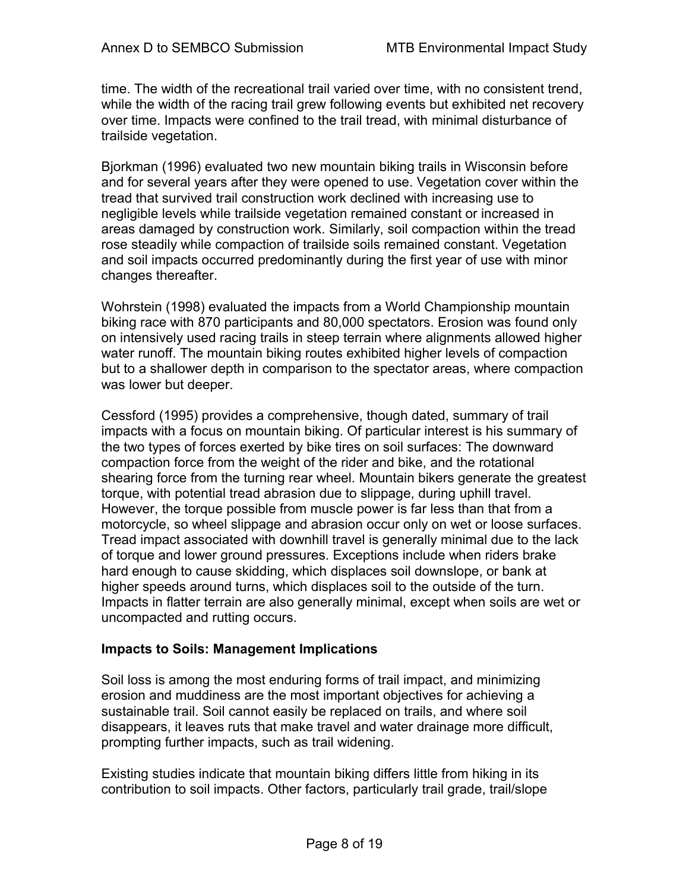time. The width of the recreational trail varied over time, with no consistent trend, while the width of the racing trail grew following events but exhibited net recovery over time. Impacts were confined to the trail tread, with minimal disturbance of trailside vegetation.

Bjorkman (1996) evaluated two new mountain biking trails in Wisconsin before and for several years after they were opened to use. Vegetation cover within the tread that survived trail construction work declined with increasing use to negligible levels while trailside vegetation remained constant or increased in areas damaged by construction work. Similarly, soil compaction within the tread rose steadily while compaction of trailside soils remained constant. Vegetation and soil impacts occurred predominantly during the first year of use with minor changes thereafter.

Wohrstein (1998) evaluated the impacts from a World Championship mountain biking race with 870 participants and 80,000 spectators. Erosion was found only on intensively used racing trails in steep terrain where alignments allowed higher water runoff. The mountain biking routes exhibited higher levels of compaction but to a shallower depth in comparison to the spectator areas, where compaction was lower but deeper.

Cessford (1995) provides a comprehensive, though dated, summary of trail impacts with a focus on mountain biking. Of particular interest is his summary of the two types of forces exerted by bike tires on soil surfaces: The downward compaction force from the weight of the rider and bike, and the rotational shearing force from the turning rear wheel. Mountain bikers generate the greatest torque, with potential tread abrasion due to slippage, during uphill travel. However, the torque possible from muscle power is far less than that from a motorcycle, so wheel slippage and abrasion occur only on wet or loose surfaces. Tread impact associated with downhill travel is generally minimal due to the lack of torque and lower ground pressures. Exceptions include when riders brake hard enough to cause skidding, which displaces soil downslope, or bank at higher speeds around turns, which displaces soil to the outside of the turn. Impacts in flatter terrain are also generally minimal, except when soils are wet or uncompacted and rutting occurs.

**Impacts to Soils: Management Implications**

Soil loss is among the most enduring forms of trail impact, and minimizing erosion and muddiness are the most important objectives for achieving a sustainable trail. Soil cannot easily be replaced on trails, and where soil disappears, it leaves ruts that make travel and water drainage more difficult, prompting further impacts, such as trail widening.

Existing studies indicate that mountain biking differs little from hiking in its contribution to soil impacts. Other factors, particularly trail grade, trail/slope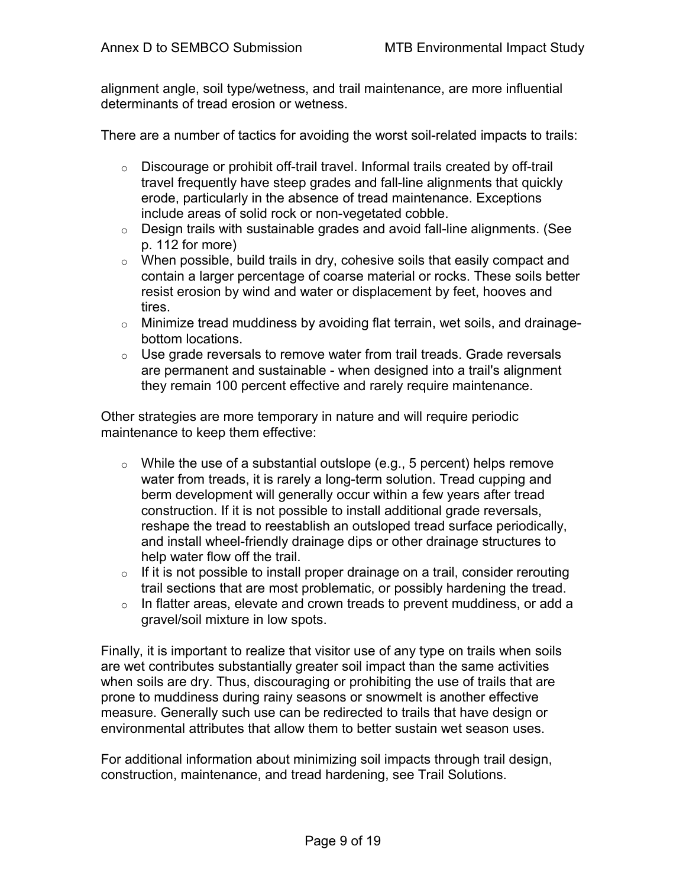alignment angle, soil type/wetness, and trail maintenance, are more influential determinants of tread erosion or wetness.

There are a number of tactics for avoiding the worst soil-related impacts to trails:

- Discourage or prohibit off-trail travel. Informal trails created by off-trail travel frequently have steep grades and fall-line alignments that quickly erode, particularly in the absence of tread maintenance. Exceptions include areas of solid rock or non-vegetated cobble.
- Design trails with sustainable grades and avoid fall-line alignments. (See p. 112 for more)
- When possible, build trails in dry, cohesive soils that easily compact and contain a larger percentage of coarse material or rocks. These soils better resist erosion by wind and water or displacement by feet, hooves and tires.
- Minimize tread muddiness by avoiding flat terrain, wet soils, and drainage-bottom locations.
- Use grade reversals to remove water from trail treads. Grade reversals are permanent and sustainable - when designed into a trail's alignment they remain 100 percent effective and rarely require maintenance.

Other strategies are more temporary in nature and will require periodic maintenance to keep them effective:

- While the use of a substantial outslope (e.g., 5 percent) helps remove water from treads, it is rarely a long-term solution. Tread cupping and berm development will generally occur within a few years after tread construction. If it is not possible to install additional grade reversals, reshape the tread to reestablish an outsloped tread surface periodically, and install wheel-friendly drainage dips or other drainage structures to help water flow off the trail.
- If it is not possible to install proper drainage on a trail, consider rerouting trail sections that are most problematic, or possibly hardening the tread.
- In flatter areas, elevate and crown treads to prevent muddiness, or add a gravel/soil mixture in low spots.

Finally, it is important to realize that visitor use of any type on trails when soils are wet contributes substantially greater soil impact than the same activities when soils are dry. Thus, discouraging or prohibiting the use of trails that are prone to muddiness during rainy seasons or snowmelt is another effective measure. Generally such use can be redirected to trails that have design or environmental attributes that allow them to better sustain wet season uses.

For additional information about minimizing soil impacts through trail design, construction, maintenance, and tread hardening, see Trail Solutions.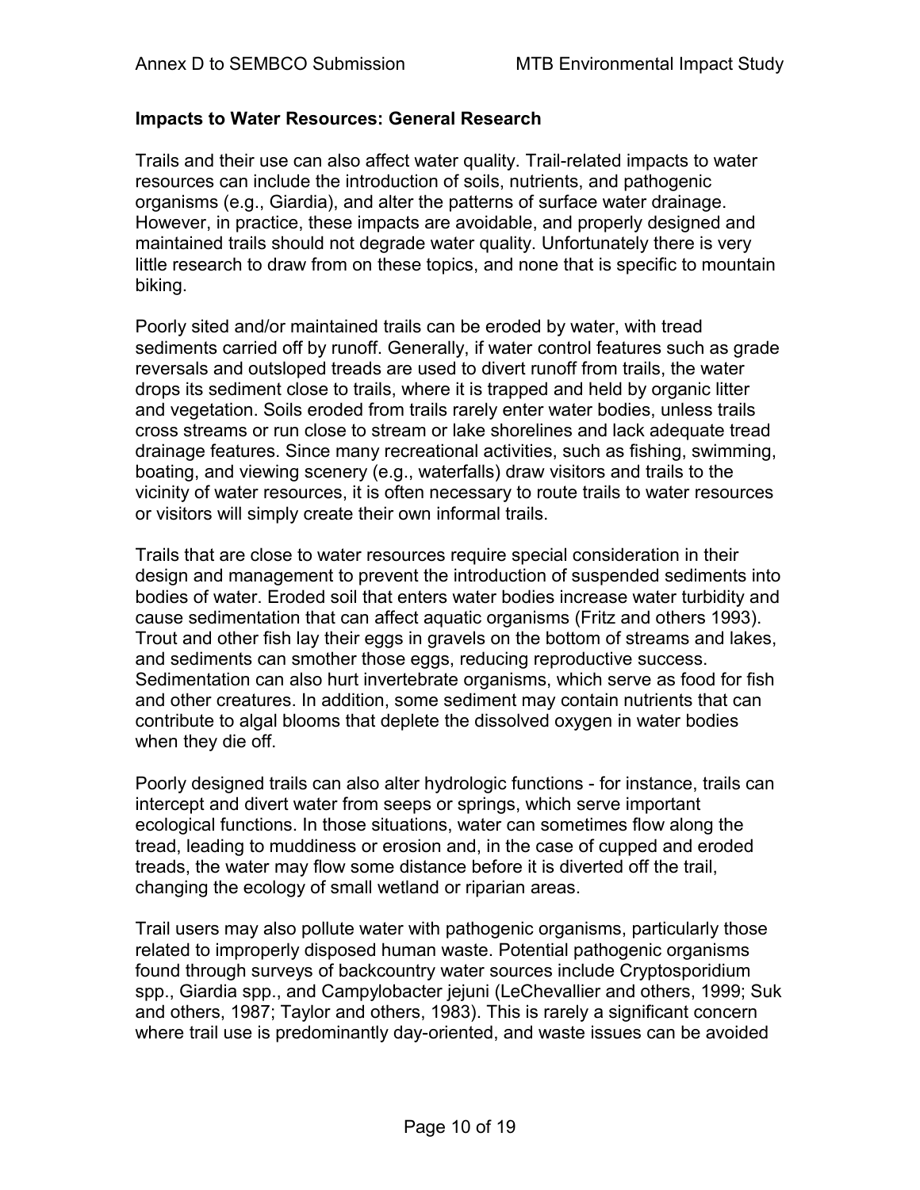**Impacts to Water Resources: General Research**

Trails and their use can also affect water quality. Trail-related impacts to water resources can include the introduction of soils, nutrients, and pathogenic organisms (e.g., Giardia), and alter the patterns of surface water drainage. However, in practice, these impacts are avoidable, and properly designed and maintained trails should not degrade water quality. Unfortunately there is very little research to draw from on these topics, and none that is specific to mountain biking.

Poorly sited and/or maintained trails can be eroded by water, with tread sediments carried off by runoff. Generally, if water control features such as grade reversals and outsloped treads are used to divert runoff from trails, the water drops its sediment close to trails, where it is trapped and held by organic litter and vegetation. Soils eroded from trails rarely enter water bodies, unless trails cross streams or run close to stream or lake shorelines and lack adequate tread drainage features. Since many recreational activities, such as fishing, swimming, boating, and viewing scenery (e.g., waterfalls) draw visitors and trails to the vicinity of water resources, it is often necessary to route trails to water resources or visitors will simply create their own informal trails.

Trails that are close to water resources require special consideration in their design and management to prevent the introduction of suspended sediments into bodies of water. Eroded soil that enters water bodies increase water turbidity and cause sedimentation that can affect aquatic organisms (Fritz and others 1993). Trout and other fish lay their eggs in gravels on the bottom of streams and lakes, and sediments can smother those eggs, reducing reproductive success. Sedimentation can also hurt invertebrate organisms, which serve as food for fish and other creatures. In addition, some sediment may contain nutrients that can contribute to algal blooms that deplete the dissolved oxygen in water bodies when they die off.

Poorly designed trails can also alter hydrologic functions - for instance, trails can intercept and divert water from seeps or springs, which serve important ecological functions. In those situations, water can sometimes flow along the tread, leading to muddiness or erosion and, in the case of cupped and eroded treads, the water may flow some distance before it is diverted off the trail, changing the ecology of small wetland or riparian areas.

Trail users may also pollute water with pathogenic organisms, particularly those related to improperly disposed human waste. Potential pathogenic organisms found through surveys of backcountry water sources include Cryptosporidium spp., Giardia spp., and Campylobacter jejuni (LeChevallier and others, 1999; Suk and others, 1987; Taylor and others, 1983). This is rarely a significant concern where trail use is predominantly day-oriented, and waste issues can be avoided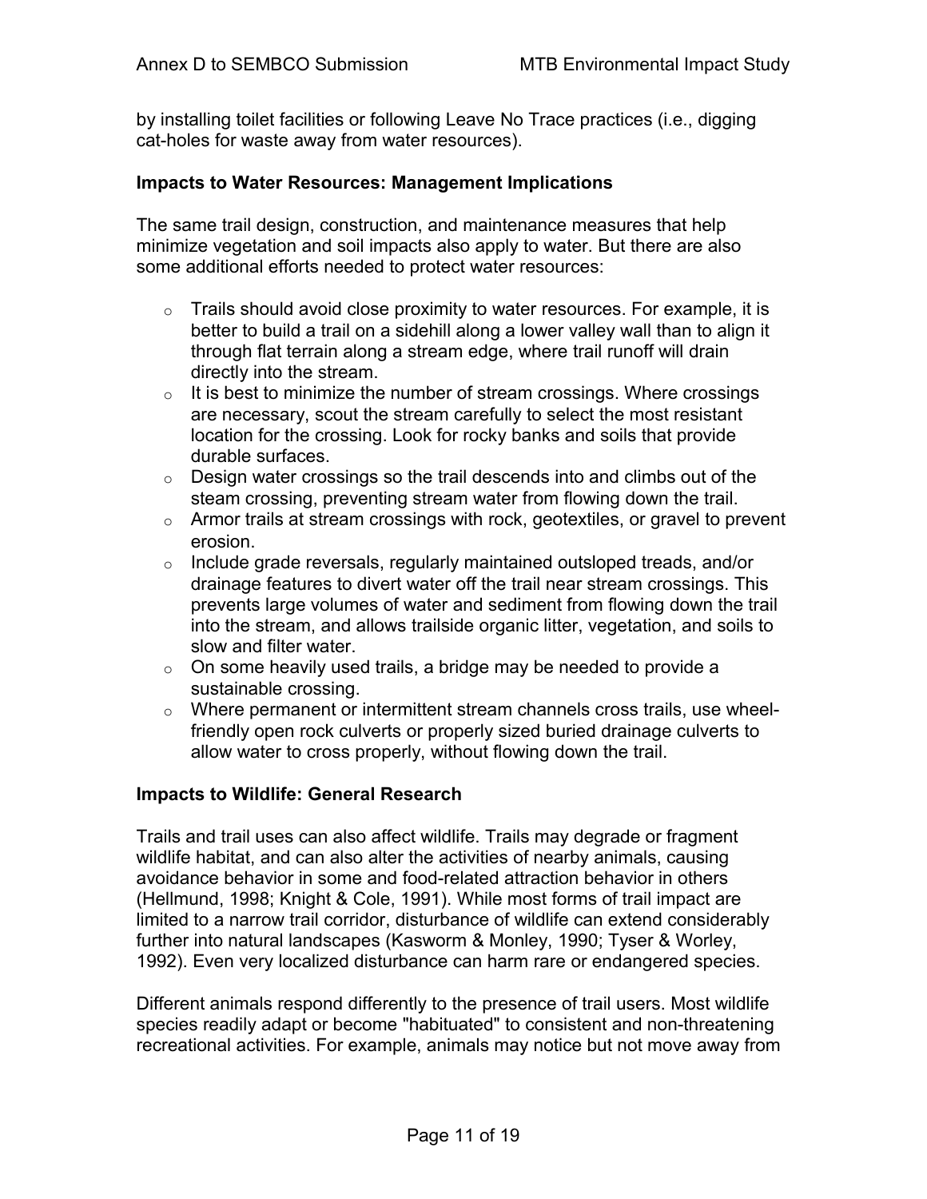by installing toilet facilities or following Leave No Trace practices (i.e., digging cat-holes for waste away from water resources).

**Impacts to Water Resources: Management Implications**

The same trail design, construction, and maintenance measures that help minimize vegetation and soil impacts also apply to water. But there are also some additional efforts needed to protect water resources:

- Trails should avoid close proximity to water resources. For example, it is better to build a trail on a sidehill along a lower valley wall than to align it through flat terrain along a stream edge, where trail runoff will drain directly into the stream.
- It is best to minimize the number of stream crossings. Where crossings are necessary, scout the stream carefully to select the most resistant location for the crossing. Look for rocky banks and soils that provide durable surfaces.
- Design water crossings so the trail descends into and climbs out of the steam crossing, preventing stream water from flowing down the trail.
- Armor trails at stream crossings with rock, geotextiles, or gravel to prevent erosion.
- Include grade reversals, regularly maintained outsloped treads, and/or drainage features to divert water off the trail near stream crossings. This prevents large volumes of water and sediment from flowing down the trail into the stream, and allows trailside organic litter, vegetation, and soils to slow and filter water.
- On some heavily used trails, a bridge may be needed to provide a sustainable crossing.
- Where permanent or intermittent stream channels cross trails, use wheel-friendly open rock culverts or properly sized buried drainage culverts to allow water to cross properly, without flowing down the trail.

**Impacts to Wildlife: General Research**

Trails and trail uses can also affect wildlife. Trails may degrade or fragment wildlife habitat, and can also alter the activities of nearby animals, causing avoidance behavior in some and food-related attraction behavior in others (Hellmund, 1998; Knight & Cole, 1991). While most forms of trail impact are limited to a narrow trail corridor, disturbance of wildlife can extend considerably further into natural landscapes (Kasworm & Monley, 1990; Tyser & Worley, 1992). Even very localized disturbance can harm rare or endangered species.

Different animals respond differently to the presence of trail users. Most wildlife species readily adapt or become "habituated" to consistent and non-threatening recreational activities. For example, animals may notice but not move away from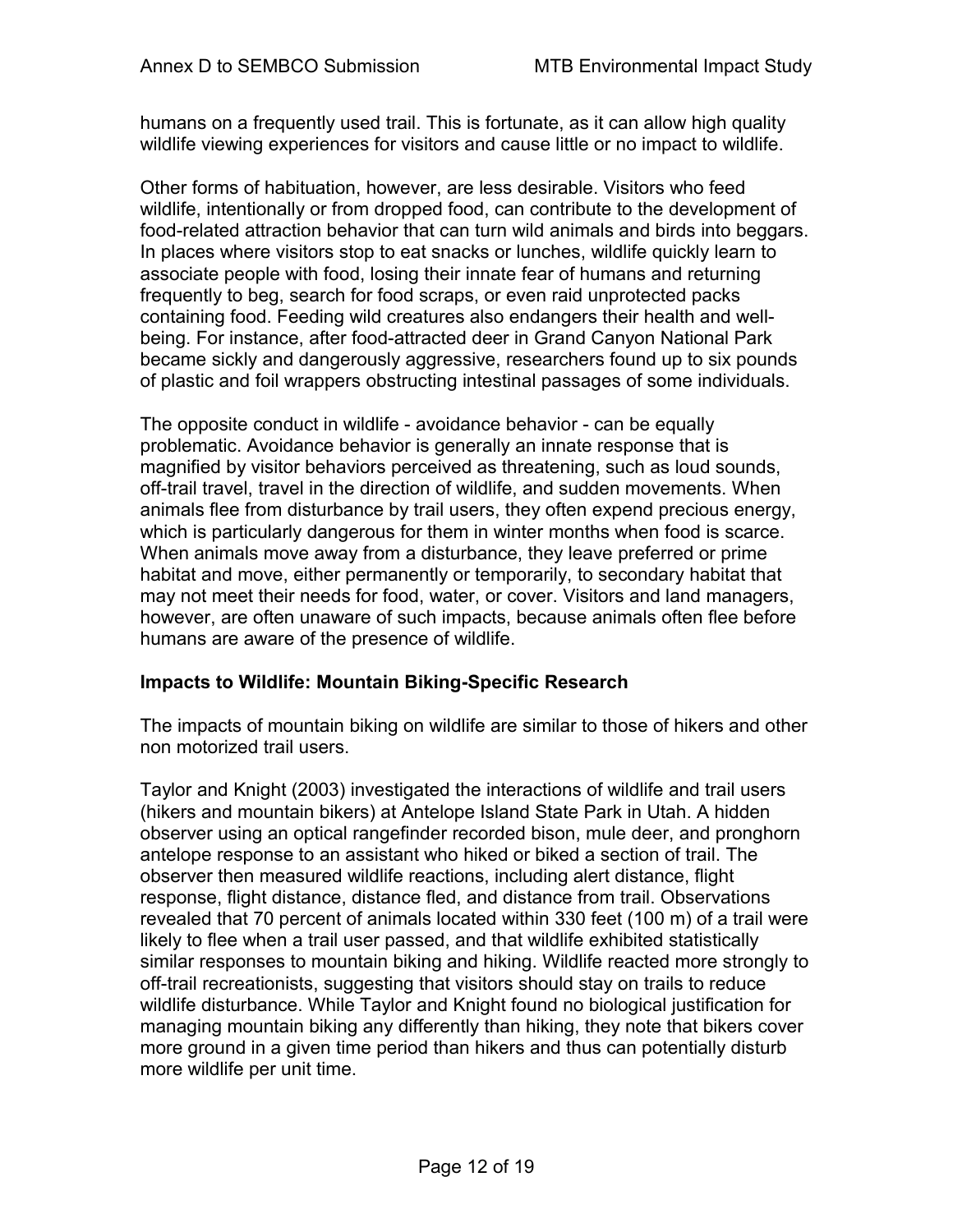humans on a frequently used trail. This is fortunate, as it can allow high quality wildlife viewing experiences for visitors and cause little or no impact to wildlife.

Other forms of habituation, however, are less desirable. Visitors who feed wildlife, intentionally or from dropped food, can contribute to the development of food-related attraction behavior that can turn wild animals and birds into beggars. In places where visitors stop to eat snacks or lunches, wildlife quickly learn to associate people with food, losing their innate fear of humans and returning frequently to beg, search for food scraps, or even raid unprotected packs containing food. Feeding wild creatures also endangers their health and well-being. For instance, after food-attracted deer in Grand Canyon National Park became sickly and dangerously aggressive, researchers found up to six pounds of plastic and foil wrappers obstructing intestinal passages of some individuals.

The opposite conduct in wildlife - avoidance behavior - can be equally problematic. Avoidance behavior is generally an innate response that is magnified by visitor behaviors perceived as threatening, such as loud sounds, off-trail travel, travel in the direction of wildlife, and sudden movements. When animals flee from disturbance by trail users, they often expend precious energy, which is particularly dangerous for them in winter months when food is scarce. When animals move away from a disturbance, they leave preferred or prime habitat and move, either permanently or temporarily, to secondary habitat that may not meet their needs for food, water, or cover. Visitors and land managers, however, are often unaware of such impacts, because animals often flee before humans are aware of the presence of wildlife.

**Impacts to Wildlife: Mountain Biking-Specific Research**

The impacts of mountain biking on wildlife are similar to those of hikers and other non motorized trail users.

Taylor and Knight (2003) investigated the interactions of wildlife and trail users (hikers and mountain bikers) at Antelope Island State Park in Utah. A hidden observer using an optical rangefinder recorded bison, mule deer, and pronghorn antelope response to an assistant who hiked or biked a section of trail. The observer then measured wildlife reactions, including alert distance, flight response, flight distance, distance fled, and distance from trail. Observations revealed that 70 percent of animals located within 330 feet (100 m) of a trail were likely to flee when a trail user passed, and that wildlife exhibited statistically similar responses to mountain biking and hiking. Wildlife reacted more strongly to off-trail recreationists, suggesting that visitors should stay on trails to reduce wildlife disturbance. While Taylor and Knight found no biological justification for managing mountain biking any differently than hiking, they note that bikers cover more ground in a given time period than hikers and thus can potentially disturb more wildlife per unit time.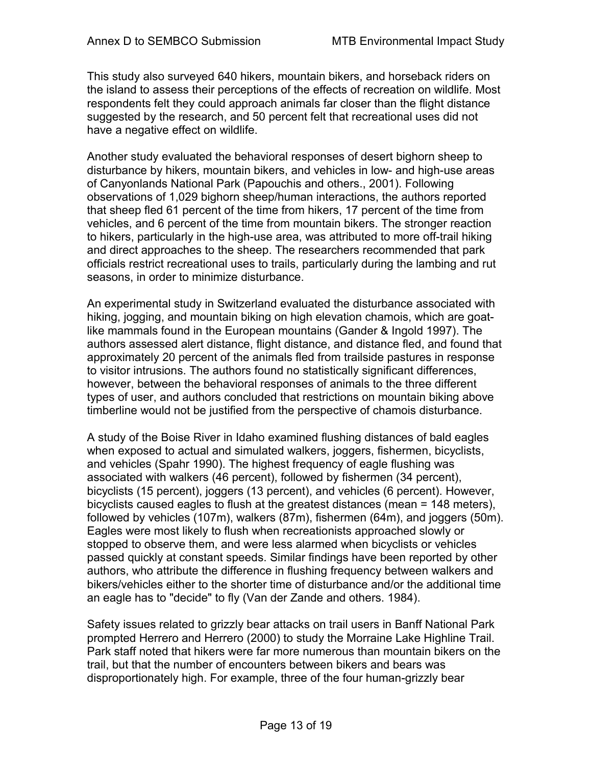This study also surveyed 640 hikers, mountain bikers, and horseback riders on the island to assess their perceptions of the effects of recreation on wildlife. Most respondents felt they could approach animals far closer than the flight distance suggested by the research, and 50 percent felt that recreational uses did not have a negative effect on wildlife.

Another study evaluated the behavioral responses of desert bighorn sheep to disturbance by hikers, mountain bikers, and vehicles in low- and high-use areas of Canyonlands National Park (Papouchis and others., 2001). Following observations of 1,029 bighorn sheep/human interactions, the authors reported that sheep fled 61 percent of the time from hikers, 17 percent of the time from vehicles, and 6 percent of the time from mountain bikers. The stronger reaction to hikers, particularly in the high-use area, was attributed to more off-trail hiking and direct approaches to the sheep. The researchers recommended that park officials restrict recreational uses to trails, particularly during the lambing and rut seasons, in order to minimize disturbance.

An experimental study in Switzerland evaluated the disturbance associated with hiking, jogging, and mountain biking on high elevation chamois, which are goat-like mammals found in the European mountains (Gander & Ingold 1997). The authors assessed alert distance, flight distance, and distance fled, and found that approximately 20 percent of the animals fled from trailside pastures in response to visitor intrusions. The authors found no statistically significant differences, however, between the behavioral responses of animals to the three different types of user, and authors concluded that restrictions on mountain biking above timberline would not be justified from the perspective of chamois disturbance.

A study of the Boise River in Idaho examined flushing distances of bald eagles when exposed to actual and simulated walkers, joggers, fishermen, bicyclists, and vehicles (Spahr 1990). The highest frequency of eagle flushing was associated with walkers (46 percent), followed by fishermen (34 percent), bicyclists (15 percent), joggers (13 percent), and vehicles (6 percent). However, bicyclists caused eagles to flush at the greatest distances (mean = 148 meters), followed by vehicles (107m), walkers (87m), fishermen (64m), and joggers (50m). Eagles were most likely to flush when recreationists approached slowly or stopped to observe them, and were less alarmed when bicyclists or vehicles passed quickly at constant speeds. Similar findings have been reported by other authors, who attribute the difference in flushing frequency between walkers and bikers/vehicles either to the shorter time of disturbance and/or the additional time an eagle has to "decide" to fly (Van der Zande and others. 1984).

Safety issues related to grizzly bear attacks on trail users in Banff National Park prompted Herrero and Herrero (2000) to study the Morraine Lake Highline Trail. Park staff noted that hikers were far more numerous than mountain bikers on the trail, but that the number of encounters between bikers and bears was disproportionately high. For example, three of the four human-grizzly bear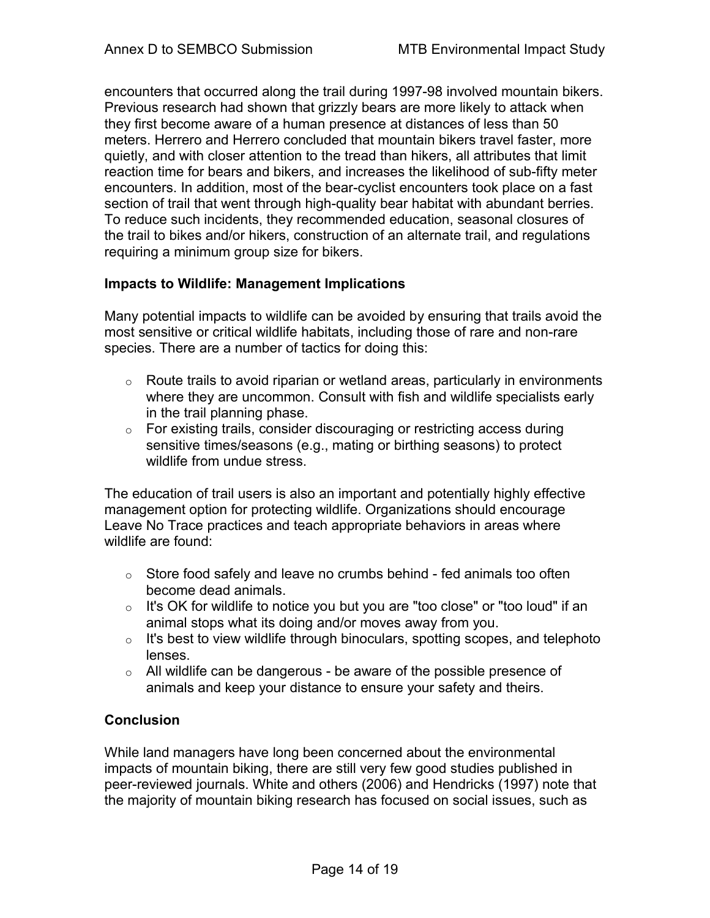encounters that occurred along the trail during 1997-98 involved mountain bikers. Previous research had shown that grizzly bears are more likely to attack when they first become aware of a human presence at distances of less than 50 meters. Herrero and Herrero concluded that mountain bikers travel faster, more quietly, and with closer attention to the tread than hikers, all attributes that limit reaction time for bears and bikers, and increases the likelihood of sub-fifty meter encounters. In addition, most of the bear-cyclist encounters took place on a fast section of trail that went through high-quality bear habitat with abundant berries. To reduce such incidents, they recommended education, seasonal closures of the trail to bikes and/or hikers, construction of an alternate trail, and regulations requiring a minimum group size for bikers.

### Impacts to Wildlife: Management Implications

Many potential impacts to wildlife can be avoided by ensuring that trails avoid the most sensitive or critical wildlife habitats, including those of rare and non-rare species. There are a number of tactics for doing this:

- Route trails to avoid riparian or wetland areas, particularly in environments where they are uncommon. Consult with fish and wildlife specialists early in the trail planning phase.
- For existing trails, consider discouraging or restricting access during sensitive times/seasons (e.g., mating or birthing seasons) to protect wildlife from undue stress.

The education of trail users is also an important and potentially highly effective management option for protecting wildlife. Organizations should encourage Leave No Trace practices and teach appropriate behaviors in areas where wildlife are found:

- Store food safely and leave no crumbs behind - fed animals too often become dead animals.
- It's OK for wildlife to notice you but you are "too close" or "too loud" if an animal stops what its doing and/or moves away from you.
- It's best to view wildlife through binoculars, spotting scopes, and telephoto lenses.
- All wildlife can be dangerous - be aware of the possible presence of animals and keep your distance to ensure your safety and theirs.

### Conclusion

While land managers have long been concerned about the environmental impacts of mountain biking, there are still very few good studies published in peer-reviewed journals. White and others (2006) and Hendricks (1997) note that the majority of mountain biking research has focused on social issues, such as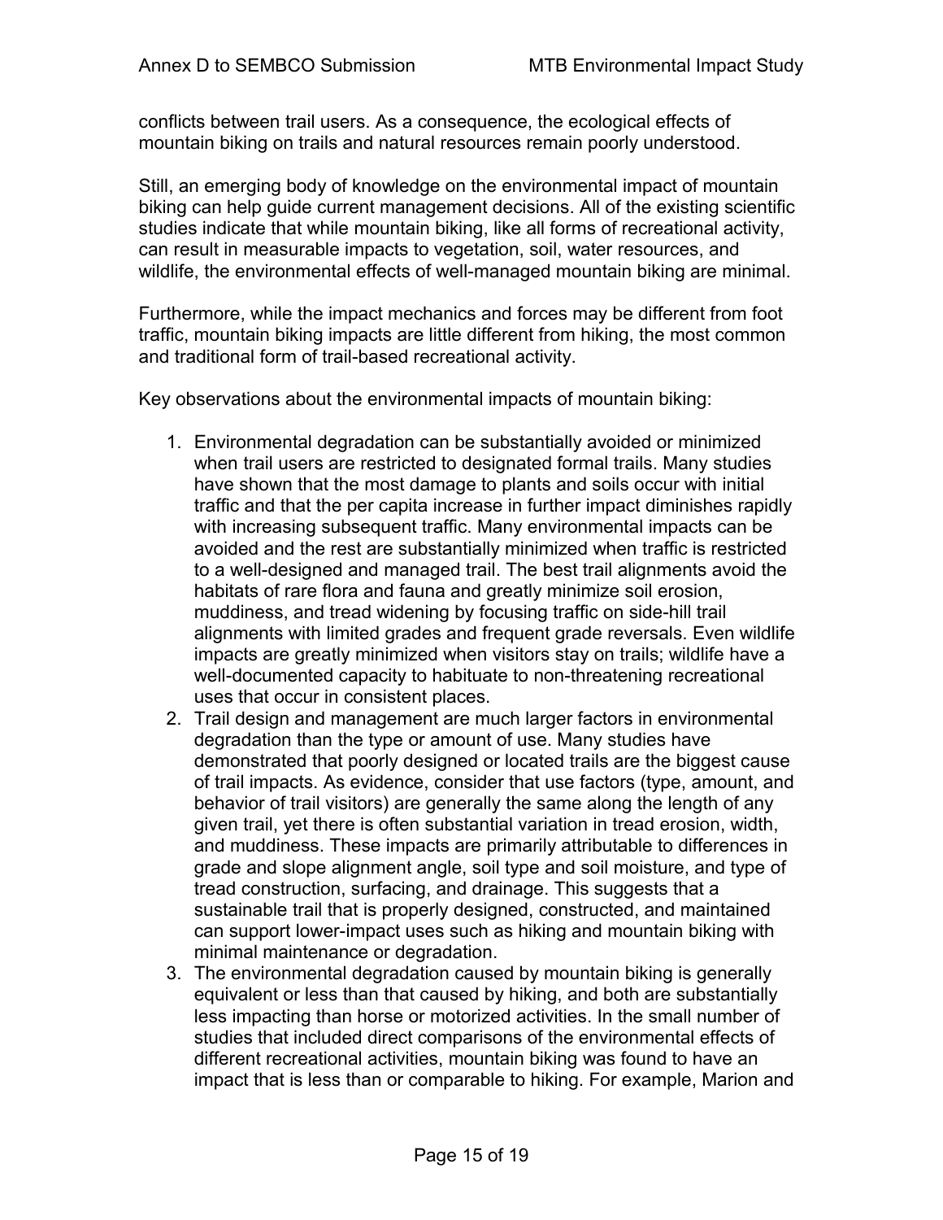conflicts between trail users. As a consequence, the ecological effects of mountain biking on trails and natural resources remain poorly understood.

Still, an emerging body of knowledge on the environmental impact of mountain biking can help guide current management decisions. All of the existing scientific studies indicate that while mountain biking, like all forms of recreational activity, can result in measurable impacts to vegetation, soil, water resources, and wildlife, the environmental effects of well-managed mountain biking are minimal.

Furthermore, while the impact mechanics and forces may be different from foot traffic, mountain biking impacts are little different from hiking, the most common and traditional form of trail-based recreational activity.

Key observations about the environmental impacts of mountain biking:

1. Environmental degradation can be substantially avoided or minimized when trail users are restricted to designated formal trails. Many studies have shown that the most damage to plants and soils occur with initial traffic and that the per capita increase in further impact diminishes rapidly with increasing subsequent traffic. Many environmental impacts can be avoided and the rest are substantially minimized when traffic is restricted to a well-designed and managed trail. The best trail alignments avoid the habitats of rare flora and fauna and greatly minimize soil erosion, muddiness, and tread widening by focusing traffic on side-hill trail alignments with limited grades and frequent grade reversals. Even wildlife impacts are greatly minimized when visitors stay on trails; wildlife have a well-documented capacity to habituate to non-threatening recreational uses that occur in consistent places.
2. Trail design and management are much larger factors in environmental degradation than the type or amount of use. Many studies have demonstrated that poorly designed or located trails are the biggest cause of trail impacts. As evidence, consider that use factors (type, amount, and behavior of trail visitors) are generally the same along the length of any given trail, yet there is often substantial variation in tread erosion, width, and muddiness. These impacts are primarily attributable to differences in grade and slope alignment angle, soil type and soil moisture, and type of tread construction, surfacing, and drainage. This suggests that a sustainable trail that is properly designed, constructed, and maintained can support lower-impact uses such as hiking and mountain biking with minimal maintenance or degradation.
3. The environmental degradation caused by mountain biking is generally equivalent or less than that caused by hiking, and both are substantially less impacting than horse or motorized activities. In the small number of studies that included direct comparisons of the environmental effects of different recreational activities, mountain biking was found to have an impact that is less than or comparable to hiking. For example, Marion and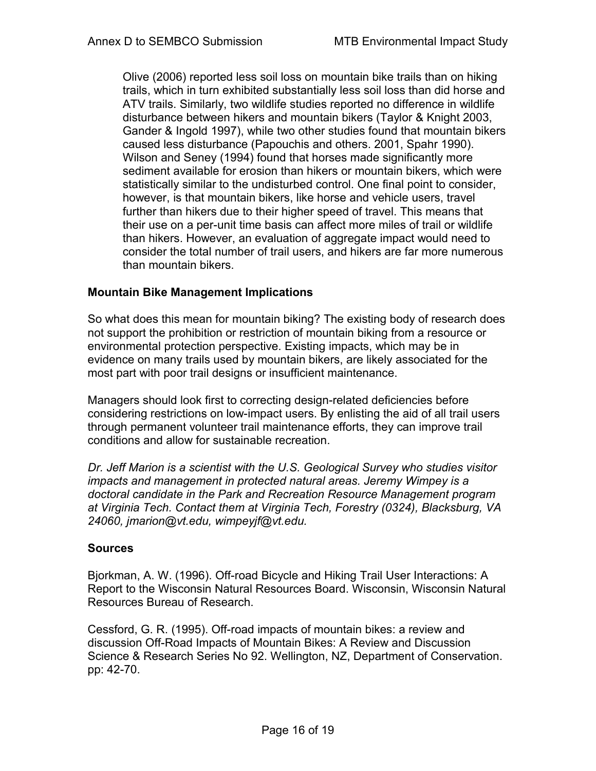> Olive (2006) reported less soil loss on mountain bike trails than on hiking trails, which in turn exhibited substantially less soil loss than did horse and ATV trails. Similarly, two wildlife studies reported no difference in wildlife disturbance between hikers and mountain bikers (Taylor & Knight 2003, Gander & Ingold 1997), while two other studies found that mountain bikers caused less disturbance (Papouchis and others. 2001, Spahr 1990). Wilson and Seney (1994) found that horses made significantly more sediment available for erosion than hikers or mountain bikers, which were statistically similar to the undisturbed control. One final point to consider, however, is that mountain bikers, like horse and vehicle users, travel further than hikers due to their higher speed of travel. This means that their use on a per-unit time basis can affect more miles of trail or wildlife than hikers. However, an evaluation of aggregate impact would need to consider the total number of trail users, and hikers are far more numerous than mountain bikers.

**Mountain Bike Management Implications**

So what does this mean for mountain biking? The existing body of research does not support the prohibition or restriction of mountain biking from a resource or environmental protection perspective. Existing impacts, which may be in evidence on many trails used by mountain bikers, are likely associated for the most part with poor trail designs or insufficient maintenance.

Managers should look first to correcting design-related deficiencies before considering restrictions on low-impact users. By enlisting the aid of all trail users through permanent volunteer trail maintenance efforts, they can improve trail conditions and allow for sustainable recreation.

*Dr. Jeff Marion is a scientist with the U.S. Geological Survey who studies visitor impacts and management in protected natural areas. Jeremy Wimpey is a doctoral candidate in the Park and Recreation Resource Management program at Virginia Tech. Contact them at Virginia Tech, Forestry (0324), Blacksburg, VA 24060, jmarion@vt.edu, wimpeyjf@vt.edu.*

**Sources**

Bjorkman, A. W. (1996). Off-road Bicycle and Hiking Trail User Interactions: A Report to the Wisconsin Natural Resources Board. Wisconsin, Wisconsin Natural Resources Bureau of Research.

Cessford, G. R. (1995). Off-road impacts of mountain bikes: a review and discussion Off-Road Impacts of Mountain Bikes: A Review and Discussion Science & Research Series No 92. Wellington, NZ, Department of Conservation. pp: 42-70.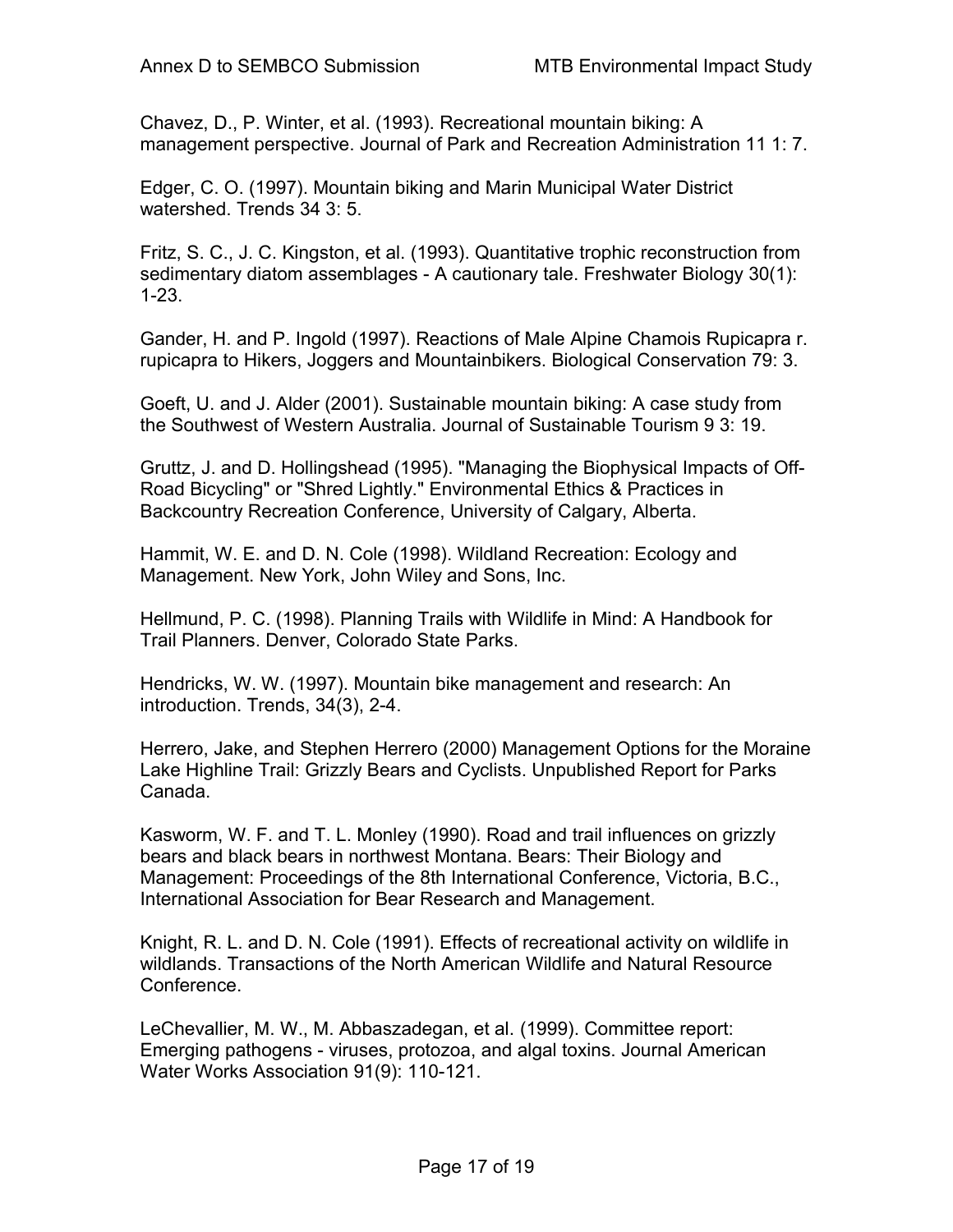Chavez, D., P. Winter, et al. (1993). Recreational mountain biking: A management perspective. Journal of Park and Recreation Administration 11 1: 7.

Edger, C. O. (1997). Mountain biking and Marin Municipal Water District watershed. Trends 34 3: 5.

Fritz, S. C., J. C. Kingston, et al. (1993). Quantitative trophic reconstruction from sedimentary diatom assemblages - A cautionary tale. Freshwater Biology 30(1): 1-23.

Gander, H. and P. Ingold (1997). Reactions of Male Alpine Chamois Rupicapra r. rupicapra to Hikers, Joggers and Mountainbikers. Biological Conservation 79: 3.

Goeft, U. and J. Alder (2001). Sustainable mountain biking: A case study from the Southwest of Western Australia. Journal of Sustainable Tourism 9 3: 19.

Gruttz, J. and D. Hollingshead (1995). "Managing the Biophysical Impacts of Off-Road Bicycling" or "Shred Lightly." Environmental Ethics & Practices in Backcountry Recreation Conference, University of Calgary, Alberta.

Hammit, W. E. and D. N. Cole (1998). Wildland Recreation: Ecology and Management. New York, John Wiley and Sons, Inc.

Hellmund, P. C. (1998). Planning Trails with Wildlife in Mind: A Handbook for Trail Planners. Denver, Colorado State Parks.

Hendricks, W. W. (1997). Mountain bike management and research: An introduction. Trends, 34(3), 2-4.

Herrero, Jake, and Stephen Herrero (2000) Management Options for the Moraine Lake Highline Trail: Grizzly Bears and Cyclists. Unpublished Report for Parks Canada.

Kasworm, W. F. and T. L. Monley (1990). Road and trail influences on grizzly bears and black bears in northwest Montana. Bears: Their Biology and Management: Proceedings of the 8th International Conference, Victoria, B.C., International Association for Bear Research and Management.

Knight, R. L. and D. N. Cole (1991). Effects of recreational activity on wildlife in wildlands. Transactions of the North American Wildlife and Natural Resource Conference.

LeChevallier, M. W., M. Abbaszadegan, et al. (1999). Committee report: Emerging pathogens - viruses, protozoa, and algal toxins. Journal American Water Works Association 91(9): 110-121.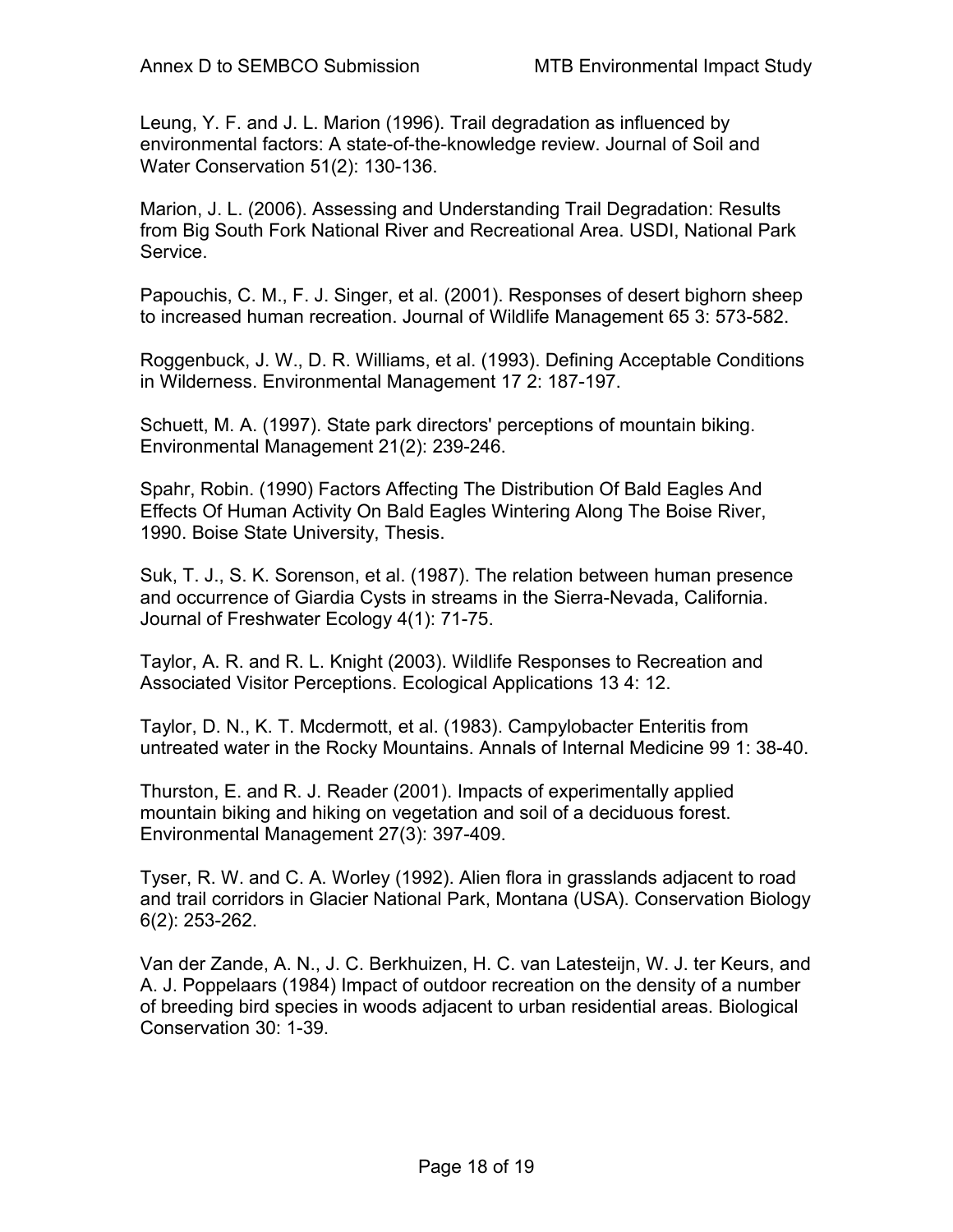Leung, Y. F. and J. L. Marion (1996). Trail degradation as influenced by environmental factors: A state-of-the-knowledge review. Journal of Soil and Water Conservation 51(2): 130-136.

Marion, J. L. (2006). Assessing and Understanding Trail Degradation: Results from Big South Fork National River and Recreational Area. USDI, National Park Service.

Papouchis, C. M., F. J. Singer, et al. (2001). Responses of desert bighorn sheep to increased human recreation. Journal of Wildlife Management 65 3: 573-582.

Roggenbuck, J. W., D. R. Williams, et al. (1993). Defining Acceptable Conditions in Wilderness. Environmental Management 17 2: 187-197.

Schuett, M. A. (1997). State park directors' perceptions of mountain biking. Environmental Management 21(2): 239-246.

Spahr, Robin. (1990) Factors Affecting The Distribution Of Bald Eagles And Effects Of Human Activity On Bald Eagles Wintering Along The Boise River, 1990. Boise State University, Thesis.

Suk, T. J., S. K. Sorenson, et al. (1987). The relation between human presence and occurrence of Giardia Cysts in streams in the Sierra-Nevada, California. Journal of Freshwater Ecology 4(1): 71-75.

Taylor, A. R. and R. L. Knight (2003). Wildlife Responses to Recreation and Associated Visitor Perceptions. Ecological Applications 13 4: 12.

Taylor, D. N., K. T. Mcdermott, et al. (1983). Campylobacter Enteritis from untreated water in the Rocky Mountains. Annals of Internal Medicine 99 1: 38-40.

Thurston, E. and R. J. Reader (2001). Impacts of experimentally applied mountain biking and hiking on vegetation and soil of a deciduous forest. Environmental Management 27(3): 397-409.

Tyser, R. W. and C. A. Worley (1992). Alien flora in grasslands adjacent to road and trail corridors in Glacier National Park, Montana (USA). Conservation Biology 6(2): 253-262.

Van der Zande, A. N., J. C. Berkhuizen, H. C. van Latesteijn, W. J. ter Keurs, and A. J. Poppelaars (1984) Impact of outdoor recreation on the density of a number of breeding bird species in woods adjacent to urban residential areas. Biological Conservation 30: 1-39.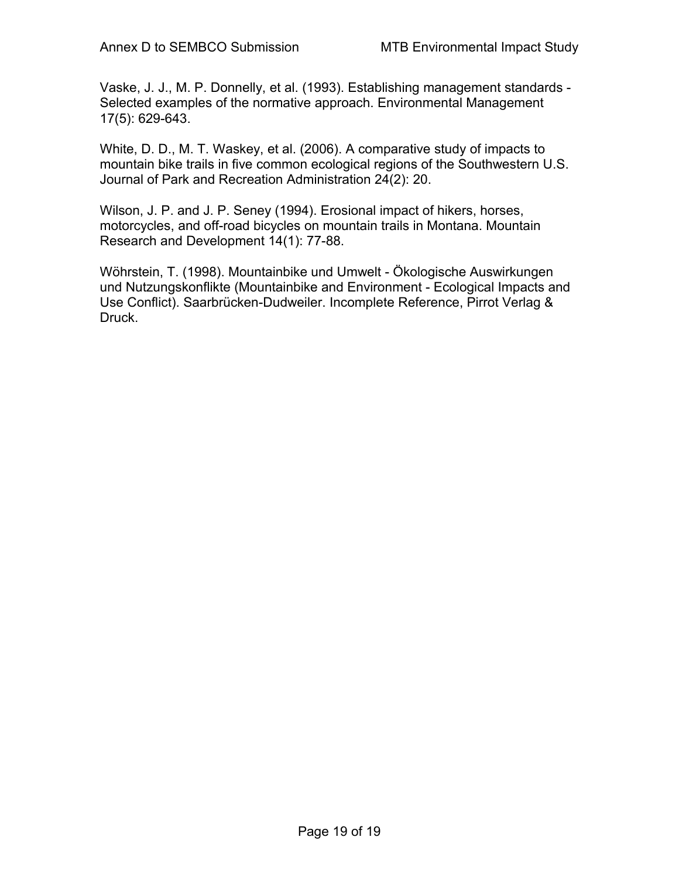Vaske, J. J., M. P. Donnelly, et al. (1993). Establishing management standards - Selected examples of the normative approach. Environmental Management 17(5): 629-643.

White, D. D., M. T. Waskey, et al. (2006). A comparative study of impacts to mountain bike trails in five common ecological regions of the Southwestern U.S. Journal of Park and Recreation Administration 24(2): 20.

Wilson, J. P. and J. P. Seney (1994). Erosional impact of hikers, horses, motorcycles, and off-road bicycles on mountain trails in Montana. Mountain Research and Development 14(1): 77-88.

Wöhrstein, T. (1998). Mountainbike und Umwelt - Ökologische Auswirkungen und Nutzungskonflikte (Mountainbike and Environment - Ecological Impacts and Use Conflict). Saarbrücken-Dudweiler. Incomplete Reference, Pirrot Verlag & Druck.